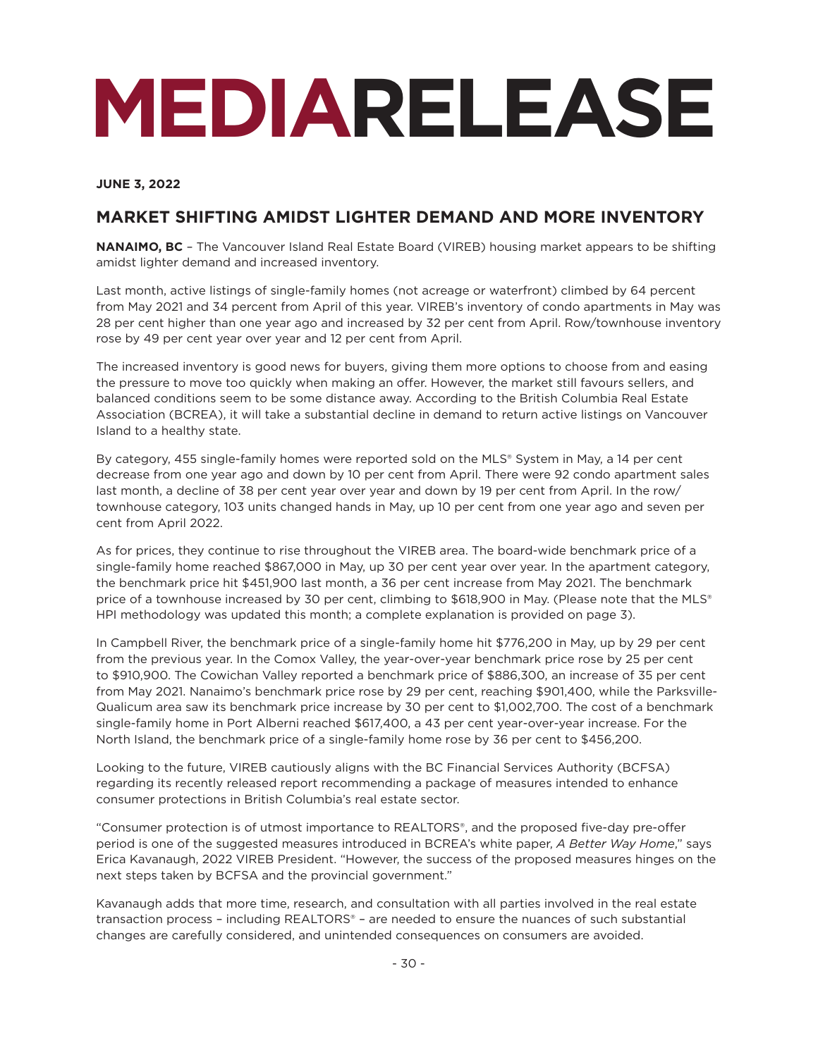# MEDIARELEASE

**JUNE 3, 2022**

## MARKET SHIFTING AMIDST LIGHTER DEMAND AND MORE INVENTORY

**NANAIMO, BC** – The Vancouver Island Real Estate Board (VIREB) housing market appears to be shifting amidst lighter demand and increased inventory.

Last month, active listings of single-family homes (not acreage or waterfront) climbed by 64 percent from May 2021 and 34 percent from April of this year. VIREB's inventory of condo apartments in May was 28 per cent higher than one year ago and increased by 32 per cent from April. Row/townhouse inventory rose by 49 per cent year over year and 12 per cent from April.

The increased inventory is good news for buyers, giving them more options to choose from and easing the pressure to move too quickly when making an offer. However, the market still favours sellers, and balanced conditions seem to be some distance away. According to the British Columbia Real Estate Association (BCREA), it will take a substantial decline in demand to return active listings on Vancouver Island to a healthy state.

By category, 455 single-family homes were reported sold on the MLS® System in May, a 14 per cent decrease from one year ago and down by 10 per cent from April. There were 92 condo apartment sales last month, a decline of 38 per cent year over year and down by 19 per cent from April. In the row/townhouse category, 103 units changed hands in May, up 10 per cent from one year ago and seven per cent from April 2022.

As for prices, they continue to rise throughout the VIREB area. The board-wide benchmark price of a single-family home reached $867,000 in May, up 30 per cent year over year. In the apartment category, the benchmark price hit $451,900 last month, a 36 per cent increase from May 2021. The benchmark price of a townhouse increased by 30 per cent, climbing to $618,900 in May. (Please note that the MLS® HPI methodology was updated this month; a complete explanation is provided on page 3).

In Campbell River, the benchmark price of a single-family home hit $776,200 in May, up by 29 per cent from the previous year. In the Comox Valley, the year-over-year benchmark price rose by 25 per cent to $910,900. The Cowichan Valley reported a benchmark price of $886,300, an increase of 35 per cent from May 2021. Nanaimo's benchmark price rose by 29 per cent, reaching $901,400, while the Parksville-Qualicum area saw its benchmark price increase by 30 per cent to $1,002,700. The cost of a benchmark single-family home in Port Alberni reached $617,400, a 43 per cent year-over-year increase. For the North Island, the benchmark price of a single-family home rose by 36 per cent to $456,200.

Looking to the future, VIREB cautiously aligns with the BC Financial Services Authority (BCFSA) regarding its recently released report recommending a package of measures intended to enhance consumer protections in British Columbia's real estate sector.

"Consumer protection is of utmost importance to REALTORS®, and the proposed five-day pre-offer period is one of the suggested measures introduced in BCREA's white paper, *A Better Way Home*," says Erica Kavanaugh, 2022 VIREB President. "However, the success of the proposed measures hinges on the next steps taken by BCFSA and the provincial government."

Kavanaugh adds that more time, research, and consultation with all parties involved in the real estate transaction process – including REALTORS® – are needed to ensure the nuances of such substantial changes are carefully considered, and unintended consequences on consumers are avoided.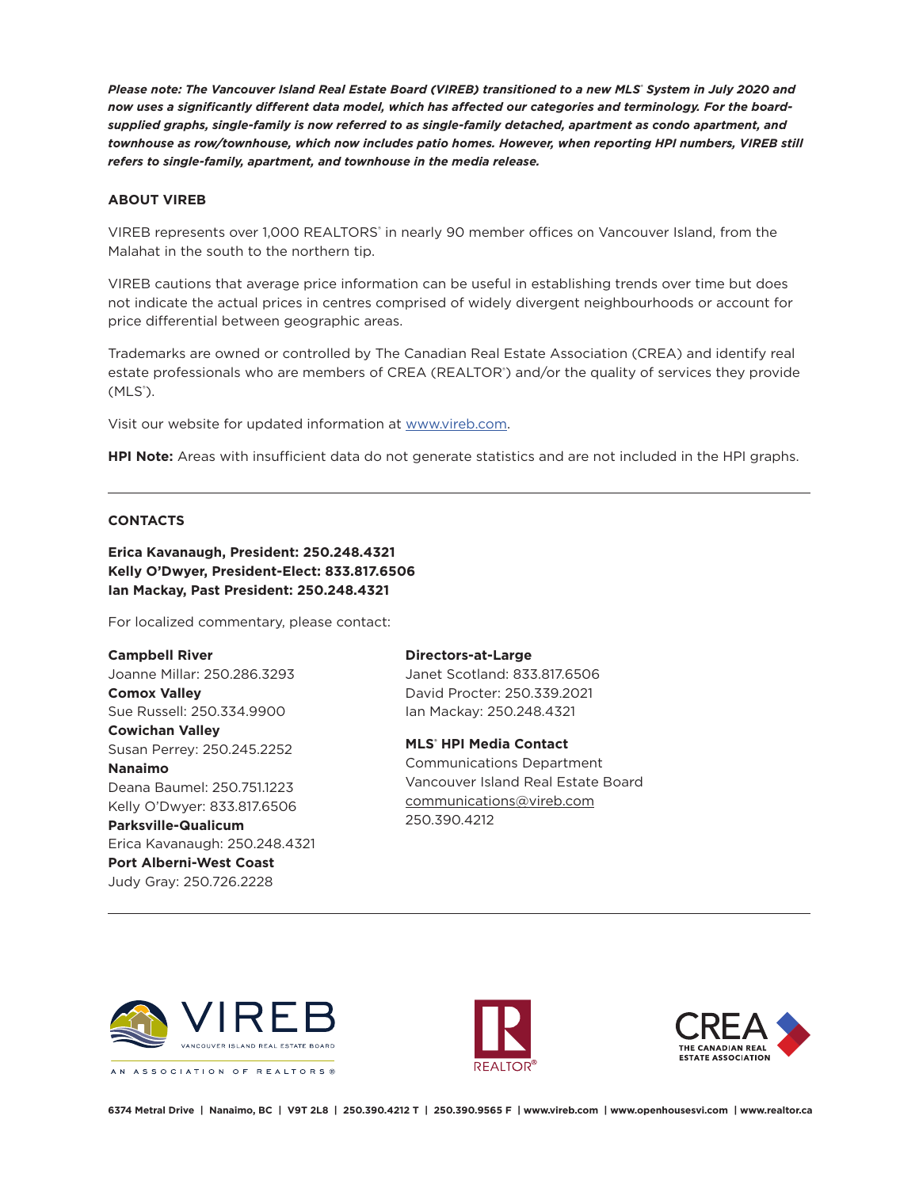***Please note: The Vancouver Island Real Estate Board (VIREB) transitioned to a new MLS® System in July 2020 and now uses a significantly different data model, which has affected our categories and terminology. For the board-supplied graphs, single-family is now referred to as single-family detached, apartment as condo apartment, and townhouse as row/townhouse, which now includes patio homes. However, when reporting HPI numbers, VIREB still refers to single-family, apartment, and townhouse in the media release.***

**ABOUT VIREB**

VIREB represents over 1,000 REALTORS® in nearly 90 member offices on Vancouver Island, from the Malahat in the south to the northern tip.

VIREB cautions that average price information can be useful in establishing trends over time but does not indicate the actual prices in centres comprised of widely divergent neighbourhoods or account for price differential between geographic areas.

Trademarks are owned or controlled by The Canadian Real Estate Association (CREA) and identify real estate professionals who are members of CREA (REALTOR®) and/or the quality of services they provide (MLS®).

Visit our website for updated information at www.vireb.com.

**HPI Note:** Areas with insufficient data do not generate statistics and are not included in the HPI graphs.

---

**CONTACTS**

**Erica Kavanaugh, President: 250.248.4321**
**Kelly O'Dwyer, President-Elect: 833.817.6506**
**Ian Mackay, Past President: 250.248.4321**

For localized commentary, please contact:

**Campbell River**
Joanne Millar: 250.286.3293
**Comox Valley**
Sue Russell: 250.334.9900
**Cowichan Valley**
Susan Perrey: 250.245.2252
**Nanaimo**
Deana Baumel: 250.751.1223
Kelly O'Dwyer: 833.817.6506
**Parksville-Qualicum**
Erica Kavanaugh: 250.248.4321
**Port Alberni-West Coast**
Judy Gray: 250.726.2228

**Directors-at-Large**
Janet Scotland: 833.817.6506
David Procter: 250.339.2021
Ian Mackay: 250.248.4321

**MLS® HPI Media Contact**
Communications Department
Vancouver Island Real Estate Board
communications@vireb.com
250.390.4212

---

VIREB — Vancouver Island Real Estate Board — An Association of REALTORS®

6374 Metral Drive | Nanaimo, BC | V9T 2L8 | 250.390.4212 T | 250.390.9565 F | www.vireb.com | www.openhousesvi.com | www.realtor.ca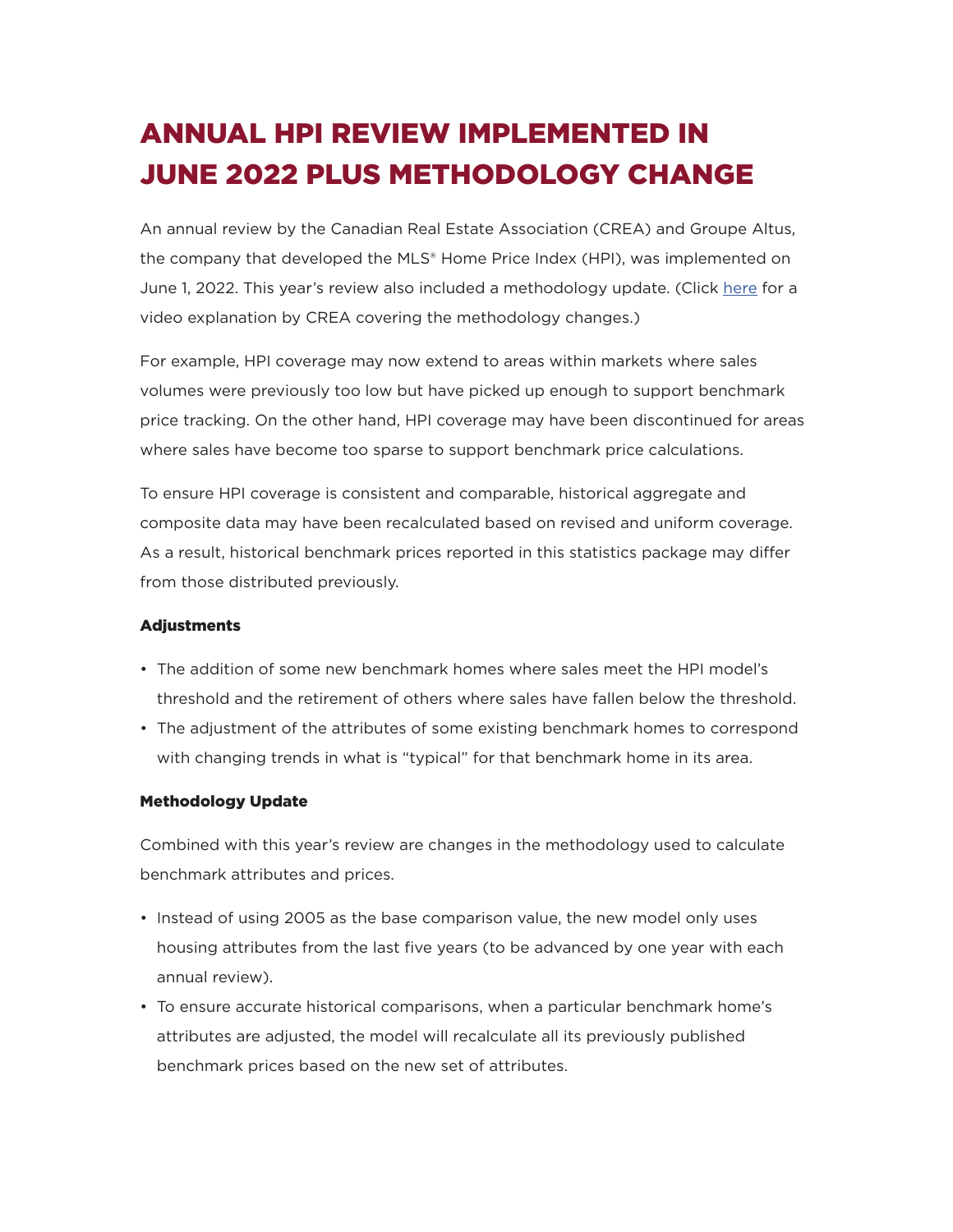# ANNUAL HPI REVIEW IMPLEMENTED IN JUNE 2022 PLUS METHODOLOGY CHANGE

An annual review by the Canadian Real Estate Association (CREA) and Groupe Altus, the company that developed the MLS® Home Price Index (HPI), was implemented on June 1, 2022. This year's review also included a methodology update. (Click here for a video explanation by CREA covering the methodology changes.)

For example, HPI coverage may now extend to areas within markets where sales volumes were previously too low but have picked up enough to support benchmark price tracking. On the other hand, HPI coverage may have been discontinued for areas where sales have become too sparse to support benchmark price calculations.

To ensure HPI coverage is consistent and comparable, historical aggregate and composite data may have been recalculated based on revised and uniform coverage. As a result, historical benchmark prices reported in this statistics package may differ from those distributed previously.

**Adjustments**

- The addition of some new benchmark homes where sales meet the HPI model's threshold and the retirement of others where sales have fallen below the threshold.
- The adjustment of the attributes of some existing benchmark homes to correspond with changing trends in what is "typical" for that benchmark home in its area.

**Methodology Update**

Combined with this year's review are changes in the methodology used to calculate benchmark attributes and prices.

- Instead of using 2005 as the base comparison value, the new model only uses housing attributes from the last five years (to be advanced by one year with each annual review).
- To ensure accurate historical comparisons, when a particular benchmark home's attributes are adjusted, the model will recalculate all its previously published benchmark prices based on the new set of attributes.